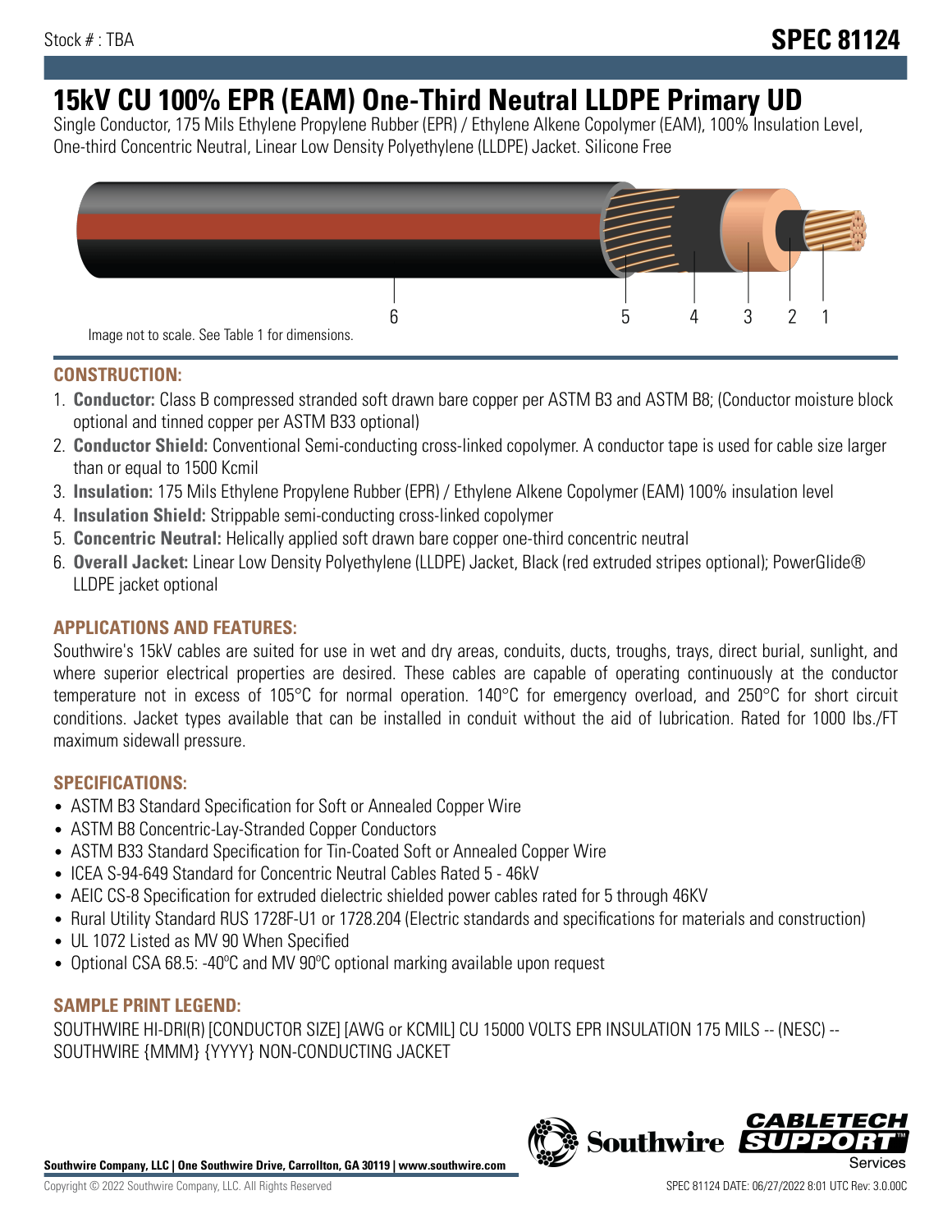Stock # : TBA

# SPEC 81124

# 15kV CU 100% EPR (EAM) One-Third Neutral LLDPE Primary UD

Single Conductor, 175 Mils Ethylene Propylene Rubber (EPR) / Ethylene Alkene Copolymer (EAM), 100% Insulation Level, One-third Concentric Neutral, Linear Low Density Polyethylene (LLDPE) Jacket. Silicone Free

6 5 4 3 2 1

Image not to scale. See Table 1 for dimensions.

## CONSTRUCTION:

1. **Conductor:** Class B compressed stranded soft drawn bare copper per ASTM B3 and ASTM B8; (Conductor moisture block optional and tinned copper per ASTM B33 optional)
2. **Conductor Shield:** Conventional Semi-conducting cross-linked copolymer. A conductor tape is used for cable size larger than or equal to 1500 Kcmil
3. **Insulation:** 175 Mils Ethylene Propylene Rubber (EPR) / Ethylene Alkene Copolymer (EAM) 100% insulation level
4. **Insulation Shield:** Strippable semi-conducting cross-linked copolymer
5. **Concentric Neutral:** Helically applied soft drawn bare copper one-third concentric neutral
6. **Overall Jacket:** Linear Low Density Polyethylene (LLDPE) Jacket, Black (red extruded stripes optional); PowerGlide® LLDPE jacket optional

## APPLICATIONS AND FEATURES:

Southwire's 15kV cables are suited for use in wet and dry areas, conduits, ducts, troughs, trays, direct burial, sunlight, and where superior electrical properties are desired. These cables are capable of operating continuously at the conductor temperature not in excess of 105°C for normal operation. 140°C for emergency overload, and 250°C for short circuit conditions. Jacket types available that can be installed in conduit without the aid of lubrication. Rated for 1000 lbs./FT maximum sidewall pressure.

## SPECIFICATIONS:

- ASTM B3 Standard Specification for Soft or Annealed Copper Wire
- ASTM B8 Concentric-Lay-Stranded Copper Conductors
- ASTM B33 Standard Specification for Tin-Coated Soft or Annealed Copper Wire
- ICEA S-94-649 Standard for Concentric Neutral Cables Rated 5 - 46kV
- AEIC CS-8 Specification for extruded dielectric shielded power cables rated for 5 through 46KV
- Rural Utility Standard RUS 1728F-U1 or 1728.204 (Electric standards and specifications for materials and construction)
- UL 1072 Listed as MV 90 When Specified
- Optional CSA 68.5: -40ºC and MV 90ºC optional marking available upon request

## SAMPLE PRINT LEGEND:

SOUTHWIRE HI-DRI(R) [CONDUCTOR SIZE] [AWG or KCMIL] CU 15000 VOLTS EPR INSULATION 175 MILS -- (NESC) -- SOUTHWIRE {MMM} {YYYY} NON-CONDUCTING JACKET

**Southwire Company, LLC | One Southwire Drive, Carrollton, GA 30119 | www.southwire.com**

Copyright © 2022 Southwire Company, LLC. All Rights Reserved

SPEC 81124 DATE: 06/27/2022 8:01 UTC Rev: 3.0.00C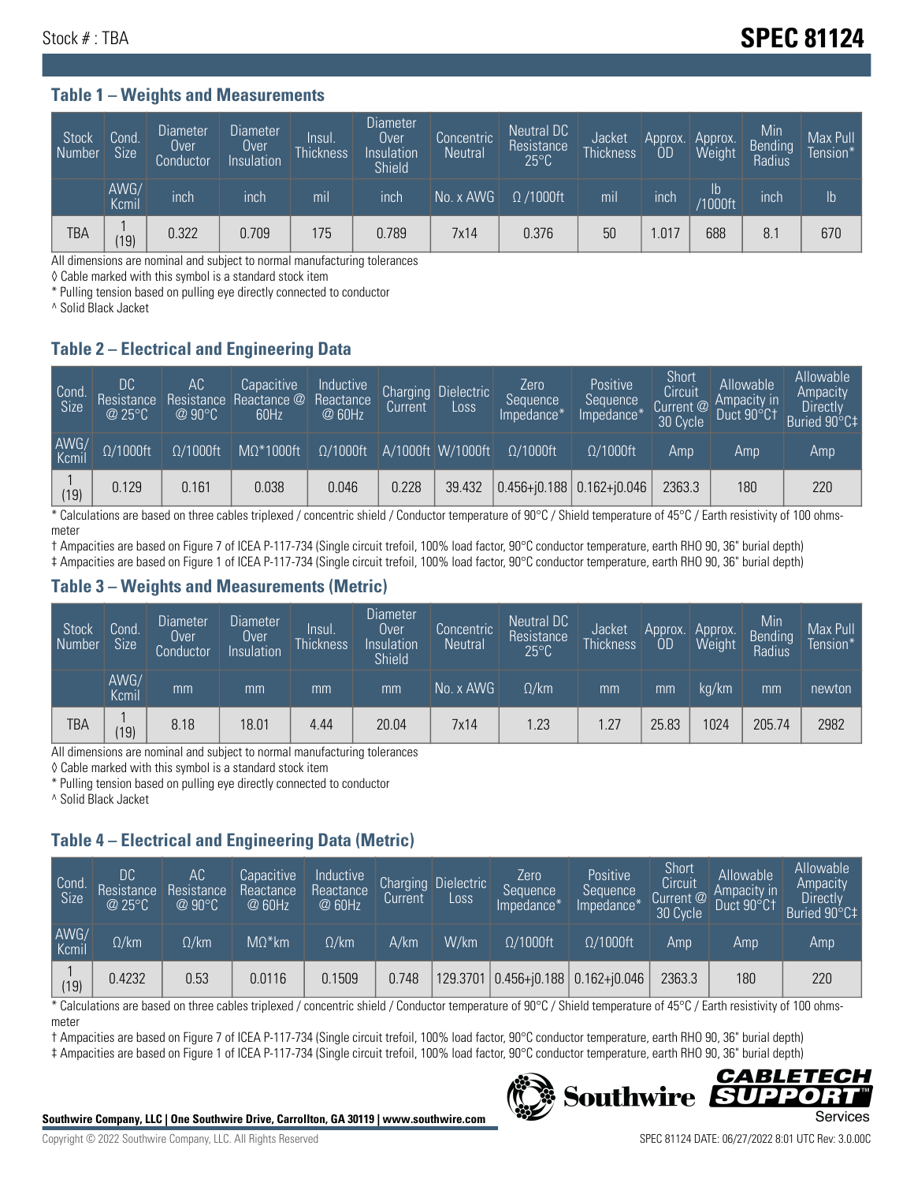Stock # : TBA

# SPEC 81124

## Table 1 – Weights and Measurements

| Stock Number | Cond. Size | Diameter Over Conductor | Diameter Over Insulation | Insul. Thickness | Diameter Over Insulation Shield | Concentric Neutral | Neutral DC Resistance 25°C | Jacket Thickness | Approx. OD | Approx. Weight | Min Bending Radius | Max Pull Tension* |
|---|---|---|---|---|---|---|---|---|---|---|---|---|
| | AWG/ Kcmil | inch | inch | mil | inch | No. x AWG | Ω /1000ft | mil | inch | lb /1000ft | inch | lb |
| TBA | 1 (19) | 0.322 | 0.709 | 175 | 0.789 | 7x14 | 0.376 | 50 | 1.017 | 688 | 8.1 | 670 |

All dimensions are nominal and subject to normal manufacturing tolerances
◊ Cable marked with this symbol is a standard stock item
* Pulling tension based on pulling eye directly connected to conductor
^ Solid Black Jacket

## Table 2 – Electrical and Engineering Data

| Cond. Size | DC Resistance @ 25°C | AC Resistance @ 90°C | Capacitive Reactance @ 60Hz | Inductive Reactance @ 60Hz | Charging Current | Dielectric Loss | Zero Sequence Impedance* | Positive Sequence Impedance* | Short Circuit Current @ 30 Cycle | Allowable Ampacity in Duct 90°C† | Allowable Ampacity Directly Buried 90°C‡ |
|---|---|---|---|---|---|---|---|---|---|---|---|
| AWG/ Kcmil | Ω/1000ft | Ω/1000ft | MΩ*1000ft | Ω/1000ft | A/1000ft | W/1000ft | Ω/1000ft | Ω/1000ft | Amp | Amp | Amp |
| 1 (19) | 0.129 | 0.161 | 0.038 | 0.046 | 0.228 | 39.432 | 0.456+j0.188 | 0.162+j0.046 | 2363.3 | 180 | 220 |

* Calculations are based on three cables triplexed / concentric shield / Conductor temperature of 90°C / Shield temperature of 45°C / Earth resistivity of 100 ohms-meter
† Ampacities are based on Figure 7 of ICEA P-117-734 (Single circuit trefoil, 100% load factor, 90°C conductor temperature, earth RHO 90, 36" burial depth)
‡ Ampacities are based on Figure 1 of ICEA P-117-734 (Single circuit trefoil, 100% load factor, 90°C conductor temperature, earth RHO 90, 36" burial depth)

## Table 3 – Weights and Measurements (Metric)

| Stock Number | Cond. Size | Diameter Over Conductor | Diameter Over Insulation | Insul. Thickness | Diameter Over Insulation Shield | Concentric Neutral | Neutral DC Resistance 25°C | Jacket Thickness | Approx. OD | Approx. Weight | Min Bending Radius | Max Pull Tension* |
|---|---|---|---|---|---|---|---|---|---|---|---|---|
| | AWG/ Kcmil | mm | mm | mm | mm | No. x AWG | Ω/km | mm | mm | kg/km | mm | newton |
| TBA | 1 (19) | 8.18 | 18.01 | 4.44 | 20.04 | 7x14 | 1.23 | 1.27 | 25.83 | 1024 | 205.74 | 2982 |

All dimensions are nominal and subject to normal manufacturing tolerances
◊ Cable marked with this symbol is a standard stock item
* Pulling tension based on pulling eye directly connected to conductor
^ Solid Black Jacket

## Table 4 – Electrical and Engineering Data (Metric)

| Cond. Size | DC Resistance @ 25°C | AC Resistance @ 90°C | Capacitive Reactance @ 60Hz | Inductive Reactance @ 60Hz | Charging Current | Dielectric Loss | Zero Sequence Impedance* | Positive Sequence Impedance* | Short Circuit Current @ 30 Cycle | Allowable Ampacity in Duct 90°C† | Allowable Ampacity Directly Buried 90°C‡ |
|---|---|---|---|---|---|---|---|---|---|---|---|
| AWG/ Kcmil | Ω/km | Ω/km | MΩ*km | Ω/km | A/km | W/km | Ω/1000ft | Ω/1000ft | Amp | Amp | Amp |
| 1 (19) | 0.4232 | 0.53 | 0.0116 | 0.1509 | 0.748 | 129.3701 | 0.456+j0.188 | 0.162+j0.046 | 2363.3 | 180 | 220 |

* Calculations are based on three cables triplexed / concentric shield / Conductor temperature of 90°C / Shield temperature of 45°C / Earth resistivity of 100 ohms-meter
† Ampacities are based on Figure 7 of ICEA P-117-734 (Single circuit trefoil, 100% load factor, 90°C conductor temperature, earth RHO 90, 36" burial depth)
‡ Ampacities are based on Figure 1 of ICEA P-117-734 (Single circuit trefoil, 100% load factor, 90°C conductor temperature, earth RHO 90, 36" burial depth)

**Southwire Company, LLC | One Southwire Drive, Carrollton, GA 30119 | www.southwire.com**

Copyright © 2022 Southwire Company, LLC. All Rights Reserved

SPEC 81124 DATE: 06/27/2022 8:01 UTC Rev: 3.0.00C